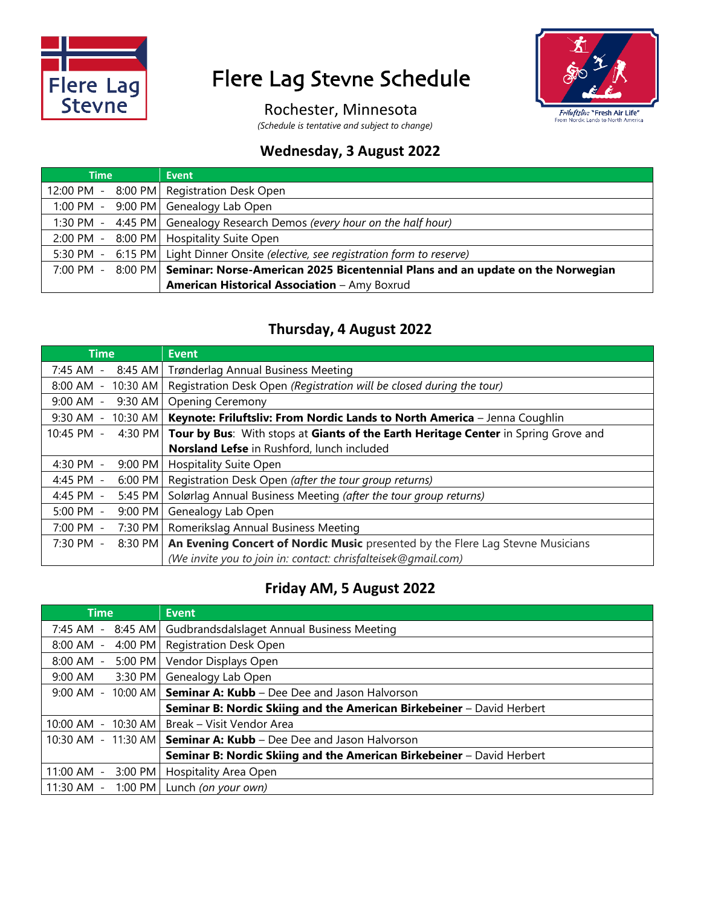# Flere Lag Stevne Schedule

Rochester, Minnesota

*(Schedule is tentative and subject to change)*

## Wednesday, 3 August 2022

| Time | Event |
|---|---|
| 12:00 PM - 8:00 PM | Registration Desk Open |
| 1:00 PM - 9:00 PM | Genealogy Lab Open |
| 1:30 PM - 4:45 PM | Genealogy Research Demos *(every hour on the half hour)* |
| 2:00 PM - 8:00 PM | Hospitality Suite Open |
| 5:30 PM - 6:15 PM | Light Dinner Onsite *(elective, see registration form to reserve)* |
| 7:00 PM - 8:00 PM | **Seminar: Norse-American 2025 Bicentennial Plans and an update on the Norwegian American Historical Association** – Amy Boxrud |

## Thursday, 4 August 2022

| Time | Event |
|---|---|
| 7:45 AM - 8:45 AM | Trønderlag Annual Business Meeting |
| 8:00 AM - 10:30 AM | Registration Desk Open *(Registration will be closed during the tour)* |
| 9:00 AM - 9:30 AM | Opening Ceremony |
| 9:30 AM - 10:30 AM | **Keynote: Friluftsliv: From Nordic Lands to North America** – Jenna Coughlin |
| 10:45 PM - 4:30 PM | **Tour by Bus**: With stops at **Giants of the Earth Heritage Center** in Spring Grove and **Norsland Lefse** in Rushford, lunch included |
| 4:30 PM - 9:00 PM | Hospitality Suite Open |
| 4:45 PM - 6:00 PM | Registration Desk Open *(after the tour group returns)* |
| 4:45 PM - 5:45 PM | Solørlag Annual Business Meeting *(after the tour group returns)* |
| 5:00 PM - 9:00 PM | Genealogy Lab Open |
| 7:00 PM - 7:30 PM | Romerikslag Annual Business Meeting |
| 7:30 PM - 8:30 PM | **An Evening Concert of Nordic Music** presented by the Flere Lag Stevne Musicians *(We invite you to join in: contact: chrisfalteisek@gmail.com)* |

## Friday AM, 5 August 2022

| Time | Event |
|---|---|
| 7:45 AM - 8:45 AM | Gudbrandsdalslaget Annual Business Meeting |
| 8:00 AM - 4:00 PM | Registration Desk Open |
| 8:00 AM - 5:00 PM | Vendor Displays Open |
| 9:00 AM 3:30 PM | Genealogy Lab Open |
| 9:00 AM - 10:00 AM | **Seminar A: Kubb** – Dee Dee and Jason Halvorson |
| | **Seminar B: Nordic Skiing and the American Birkebeiner** – David Herbert |
| 10:00 AM - 10:30 AM | Break – Visit Vendor Area |
| 10:30 AM - 11:30 AM | **Seminar A: Kubb** – Dee Dee and Jason Halvorson |
| | **Seminar B: Nordic Skiing and the American Birkebeiner** – David Herbert |
| 11:00 AM - 3:00 PM | Hospitality Area Open |
| 11:30 AM - 1:00 PM | Lunch *(on your own)* |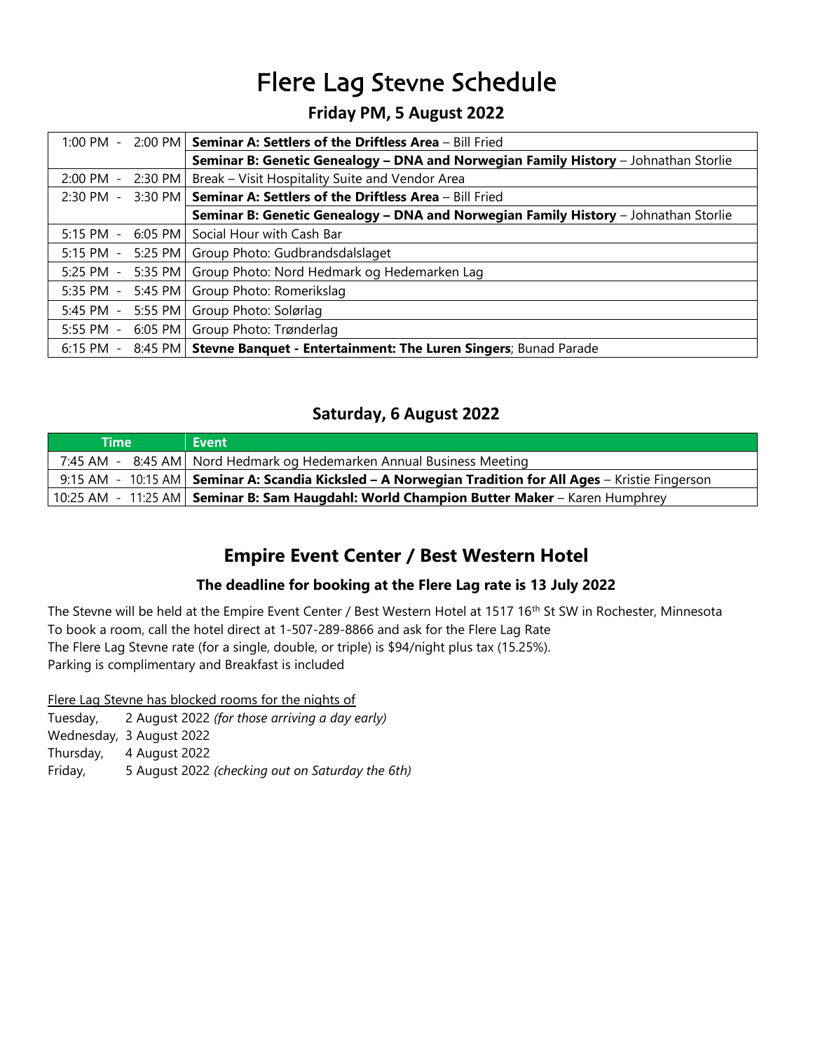# Flere Lag Stevne Schedule

## Friday PM, 5 August 2022

| | |
|---|---|
| 1:00 PM - 2:00 PM | **Seminar A: Settlers of the Driftless Area** – Bill Fried |
| | **Seminar B: Genetic Genealogy – DNA and Norwegian Family History** – Johnathan Storlie |
| 2:00 PM - 2:30 PM | Break – Visit Hospitality Suite and Vendor Area |
| 2:30 PM - 3:30 PM | **Seminar A: Settlers of the Driftless Area** – Bill Fried |
| | **Seminar B: Genetic Genealogy – DNA and Norwegian Family History** – Johnathan Storlie |
| 5:15 PM - 6:05 PM | Social Hour with Cash Bar |
| 5:15 PM - 5:25 PM | Group Photo: Gudbrandsdalslaget |
| 5:25 PM - 5:35 PM | Group Photo: Nord Hedmark og Hedemarken Lag |
| 5:35 PM - 5:45 PM | Group Photo: Romerikslag |
| 5:45 PM - 5:55 PM | Group Photo: Solørlag |
| 5:55 PM - 6:05 PM | Group Photo: Trønderlag |
| 6:15 PM - 8:45 PM | **Stevne Banquet - Entertainment: The Luren Singers**; Bunad Parade |

## Saturday, 6 August 2022

| Time | Event |
|---|---|
| 7:45 AM - 8:45 AM | Nord Hedmark og Hedemarken Annual Business Meeting |
| 9:15 AM - 10:15 AM | **Seminar A: Scandia Kicksled – A Norwegian Tradition for All Ages** – Kristie Fingerson |
| 10:25 AM - 11:25 AM | **Seminar B: Sam Haugdahl: World Champion Butter Maker** – Karen Humphrey |

## Empire Event Center / Best Western Hotel

### The deadline for booking at the Flere Lag rate is 13 July 2022

The Stevne will be held at the Empire Event Center / Best Western Hotel at 1517 16th St SW in Rochester, Minnesota
To book a room, call the hotel direct at 1-507-289-8866 and ask for the Flere Lag Rate
The Flere Lag Stevne rate (for a single, double, or triple) is $94/night plus tax (15.25%).
Parking is complimentary and Breakfast is included

Flere Lag Stevne has blocked rooms for the nights of

Tuesday, 2 August 2022 *(for those arriving a day early)*
Wednesday, 3 August 2022
Thursday, 4 August 2022
Friday, 5 August 2022 *(checking out on Saturday the 6th)*